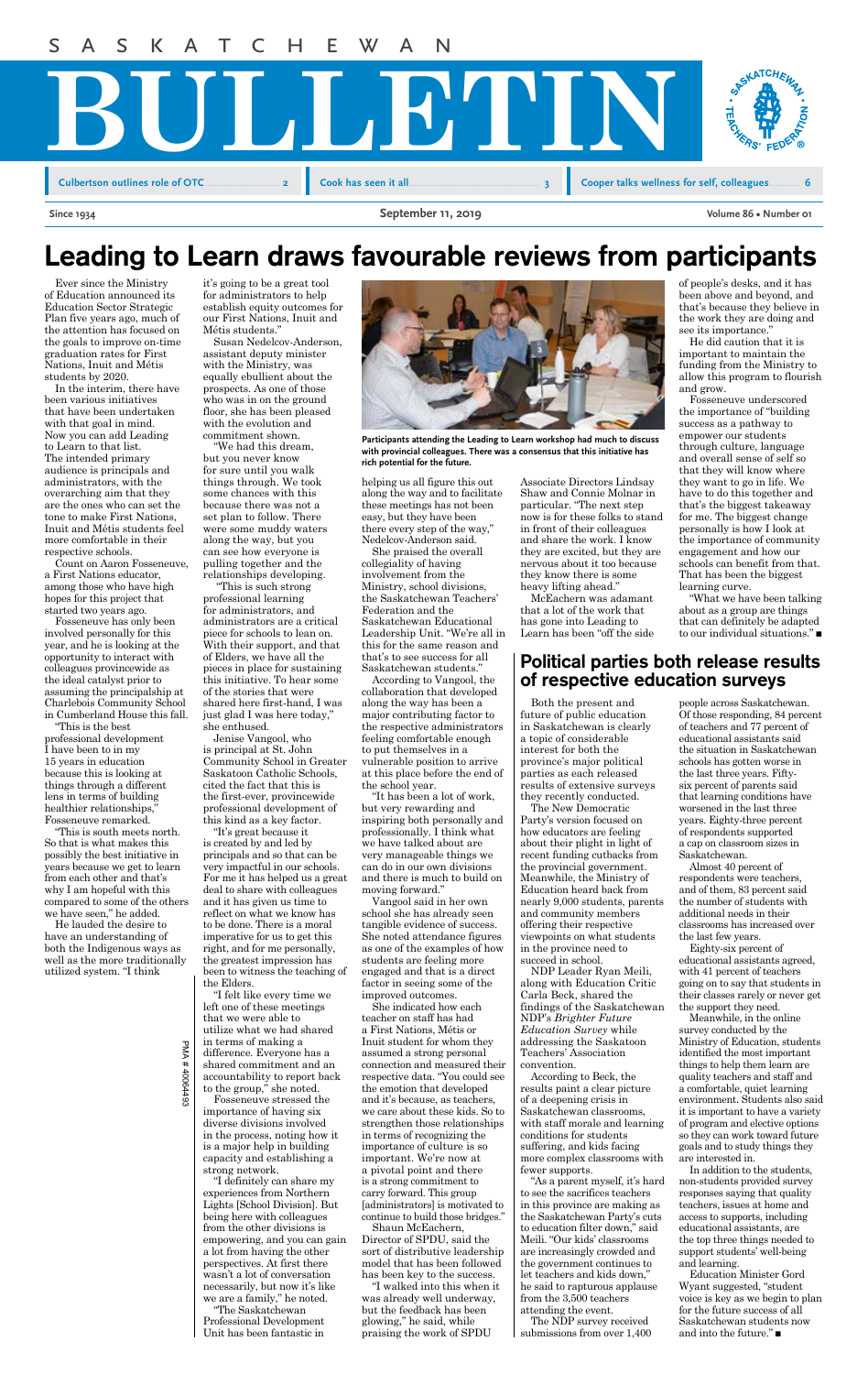# SASKATCHEWAN BULLETIN

Culbertson outlines role of OTC ... 2 | Cook has seen it all ... 3 | Cooper talks wellness for self, colleagues ... 6

Since 1934 | September 11, 2019 | Volume 86 • Number 01

## Leading to Learn draws favourable reviews from participants

Ever since the Ministry of Education announced its Education Sector Strategic Plan five years ago, much of the attention has focused on the goals to improve on-time graduation rates for First Nations, Inuit and Métis students by 2020.

In the interim, there have been various initiatives that have been undertaken with that goal in mind. Now you can add Leading to Learn to that list. The intended primary audience is principals and administrators, with the overarching aim that they are the ones who can set the tone to make First Nations, Inuit and Métis students feel more comfortable in their respective schools.

Count on Aaron Fosseneuve, a First Nations educator, among those who have high hopes for this project that started two years ago.

Fosseneuve has only been involved personally for this year, and he is looking at the opportunity to interact with colleagues provincewide as the ideal catalyst prior to assuming the principalship at Charlebois Community School in Cumberland House this fall.

"This is the best professional development I have been to in my 15 years in education because this is looking at things through a different lens in terms of building healthier relationships," Fosseneuve remarked.

"This is south meets north. So that is what makes this possibly the best initiative in years because we get to learn from each other and that's why I am hopeful with this compared to some of the others we have seen," he added.

He lauded the desire to have an understanding of both the Indigenous ways as well as the more traditionally utilized system. "I think it's going to be a great tool for administrators to help establish equity outcomes for our First Nations, Inuit and Métis students."

Susan Nedelcov-Anderson, assistant deputy minister with the Ministry, was equally ebullient about the prospects. As one of those who was in on the ground floor, she has been pleased with the evolution and commitment shown.

"We had this dream, but you never know for sure until you walk things through. We took some chances with this because there was not a set plan to follow. There were some muddy waters along the way, but you can see how everyone is pulling together and the relationships developing.

"This is such strong professional learning for administrators, and administrators are a critical piece for schools to lean on. With their support, and that of Elders, we have all the pieces in place for sustaining this initiative. To hear some of the stories that were shared here first-hand, I was just glad I was here today," she enthused.

Jenise Vangool, who is principal at St. John Community School in Greater Saskatoon Catholic Schools, cited the fact that this is the first-ever, provincewide professional development of this kind as a key factor.

"It's great because it is created by and led by principals and so that can be very impactful in our schools. For me it has helped us a great deal to share with colleagues and it has given us time to reflect on what we know has to be done. There is a moral imperative for us to get this right, and for me personally, the greatest impression has been to witness the teaching of the Elders.

"I felt like every time we left one of these meetings that we were able to utilize what we had shared in terms of making a difference. Everyone has a shared commitment and an accountability to report back to the group," she noted.

Fosseneuve stressed the importance of having six diverse divisions involved in the process, noting how it is a major help in building capacity and establishing a strong network.

"I definitely can share my experiences from Northern Lights [School Division]. But being here with colleagues from the other divisions is empowering, and you can gain a lot from having the other perspectives. At first there wasn't a lot of conversation necessarily, but now it's like we are a family," he noted.

"The Saskatchewan Professional Development Unit has been fantastic in helping us all figure this out along the way and to facilitate these meetings has not been easy, but they have been there every step of the way," Nedelcov-Anderson said.

Participants attending the Leading to Learn workshop had much to discuss with provincial colleagues. There was a consensus that this initiative has rich potential for the future.

She praised the overall collegiality of having involvement from the Ministry, school divisions, the Saskatchewan Teachers' Federation and the Saskatchewan Educational Leadership Unit. "We're all in this for the same reason and that's to see success for all Saskatchewan students."

According to Vangool, the collaboration that developed along the way has been a major contributing factor to the respective administrators feeling comfortable enough to put themselves in a vulnerable position to arrive at this place before the end of the school year.

"It has been a lot of work, but very rewarding and inspiring both personally and professionally. I think what we have talked about are very manageable things we can do in our own divisions and there is much to build on moving forward."

Vangool said in her own school she has already seen tangible evidence of success. She noted attendance figures as one of the examples of how students are feeling more engaged and that is a direct factor in seeing some of the improved outcomes.

She indicated how each teacher on staff has had a First Nations, Métis or Inuit student for whom they assumed a strong personal connection and measured their respective data. "You could see the emotion that developed and it's because, as teachers, we care about these kids. So to strengthen those relationships in terms of recognizing the importance of culture is so important. We're now at a pivotal point and there is a strong commitment to carry forward. This group [administrators] is motivated to continue to build those bridges."

Shaun McEachern, Director of SPDU, said the sort of distributive leadership model that has been followed has been key to the success.

"I walked into this when it was already well underway, but the feedback has been glowing," he said, while praising the work of SPDU Associate Directors Lindsay Shaw and Connie Molnar in particular. "The next step now is for these folks to stand in front of their colleagues and share the work. I know they are excited, but they are nervous about it too because they know there is some heavy lifting ahead."

McEachern was adamant that a lot of the work that has gone into Leading to Learn has been "off the side of people's desks, and it has been above and beyond, and that's because they believe in the work they are doing and see its importance."

He did caution that it is important to maintain the funding from the Ministry to allow this program to flourish and grow.

Fosseneuve underscored the importance of "building success as a pathway to empower our students through culture, language and overall sense of self so that they will know where they want to go in life. We have to do this together and that's the biggest takeaway for me. The biggest change personally is how I look at the importance of community engagement and how our schools can benefit from that. That has been the biggest learning curve.

"What we have been talking about as a group are things that can definitely be adapted to our individual situations." ■

## Political parties both release results of respective education surveys

Both the present and future of public education in Saskatchewan is clearly a topic of considerable interest for both the province's major political parties as each released results of extensive surveys they recently conducted.

The New Democratic Party's version focused on how educators are feeling about their plight in light of recent funding cutbacks from the provincial government. Meanwhile, the Ministry of Education heard back from nearly 9,000 students, parents and community members offering their respective viewpoints on what students in the province need to succeed in school.

NDP Leader Ryan Meili, along with Education Critic Carla Beck, shared the findings of the Saskatchewan NDP's *Brighter Future Education Survey* while addressing the Saskatoon Teachers' Association convention.

According to Beck, the results paint a clear picture of a deepening crisis in Saskatchewan classrooms, with staff morale and learning conditions for students suffering, and kids facing more complex classrooms with fewer supports.

"As a parent myself, it's hard to see the sacrifices teachers in this province are making as the Saskatchewan Party's cuts to education filter down," said Meili. "Our kids' classrooms are increasingly crowded and the government continues to let teachers and kids down," he said to rapturous applause from the 3,500 teachers attending the event.

The NDP survey received submissions from over 1,400 people across Saskatchewan. Of those responding, 84 percent of teachers and 77 percent of educational assistants said the situation in Saskatchewan schools has gotten worse in the last three years. Fifty-six percent of parents said that learning conditions have worsened in the last three years. Eighty-three percent of respondents supported a cap on classroom sizes in Saskatchewan.

Almost 40 percent of respondents were teachers, and of them, 83 percent said the number of students with additional needs in their classrooms has increased over the last few years.

Eighty-six percent of educational assistants agreed, with 41 percent of teachers going on to say that students in their classes rarely or never get the support they need.

Meanwhile, in the online survey conducted by the Ministry of Education, students identified the most important things to help them learn are quality teachers and staff and a comfortable, quiet learning environment. Students also said it is important to have a variety of program and elective options so they can work toward future goals and to study things they are interested in.

In addition to the students, non-students provided survey responses saying that quality teachers, issues at home and access to supports, including educational assistants, are the top three things needed to support students' well-being and learning.

Education Minister Gord Wyant suggested, "student voice is key as we begin to plan for the future success of all Saskatchewan students now and into the future." ■

PMA # 40064493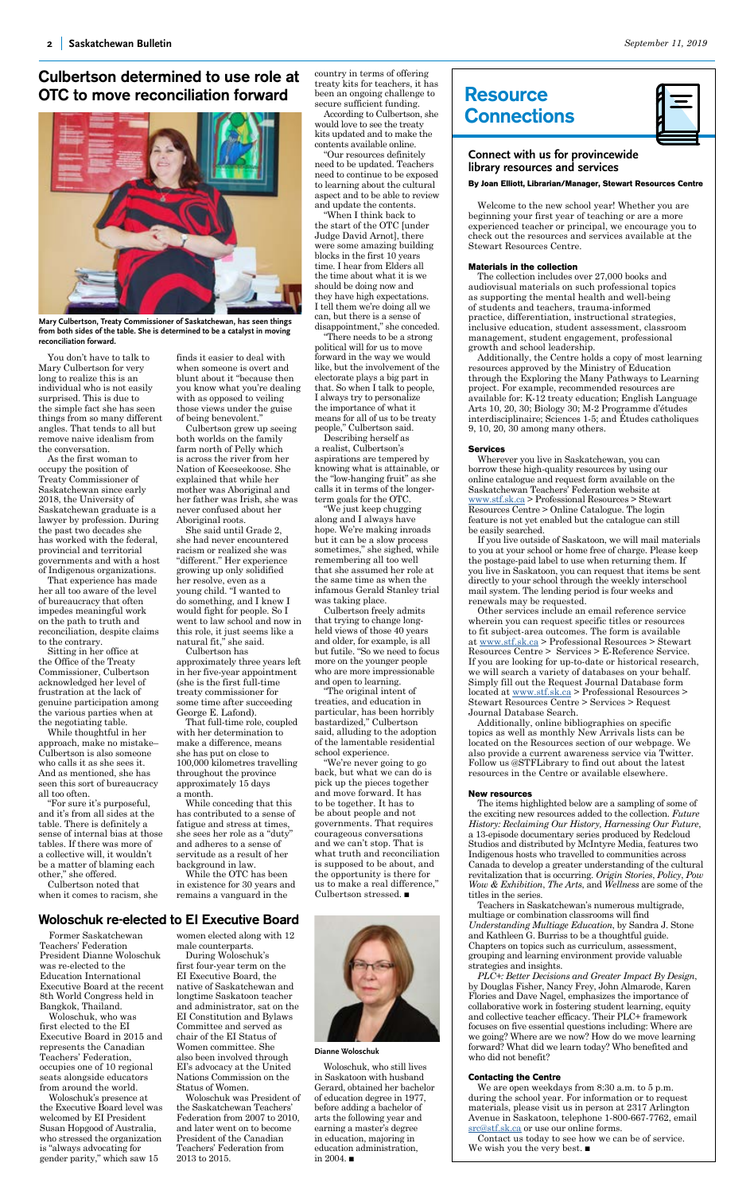## Culbertson determined to use role at OTC to move reconciliation forward

**Mary Culbertson, Treaty Commissioner of Saskatchewan, has seen things from both sides of the table. She is determined to be a catalyst in moving reconciliation forward.**

You don't have to talk to Mary Culbertson for very long to realize this is an individual who is not easily surprised. This is due to the simple fact she has seen things from so many different angles. That tends to all but remove naive idealism from the conversation.

As the first woman to occupy the position of Treaty Commissioner of Saskatchewan since early 2018, the University of Saskatchewan graduate is a lawyer by profession. During the past two decades she has worked with the federal, provincial and territorial governments and with a host of Indigenous organizations.

That experience has made her all too aware of the level of bureaucracy that often impedes meaningful work on the path to truth and reconciliation, despite claims to the contrary.

Sitting in her office at the Office of the Treaty Commissioner, Culbertson acknowledged her level of frustration at the lack of genuine participation among the various parties when at the negotiating table.

While thoughtful in her approach, make no mistake– Culbertson is also someone who calls it as she sees it. And as mentioned, she has seen this sort of bureaucracy all too often.

"For sure it's purposeful, and it's from all sides at the table. There is definitely a sense of internal bias at those tables. If there was more of a collective will, it wouldn't be a matter of blaming each other," she offered.

Culbertson noted that when it comes to racism, she finds it easier to deal with when someone is overt and blunt about it "because then you know what you're dealing with as opposed to veiling those views under the guise of being benevolent."

Culbertson grew up seeing both worlds on the family farm north of Pelly which is across the river from her Nation of Keeseekoose. She explained that while her mother was Aboriginal and her father was Irish, she was never confused about her Aboriginal roots.

She said until Grade 2, she had never encountered racism or realized she was "different." Her experience growing up only solidified her resolve, even as a young child. "I wanted to do something, and I knew I would fight for people. So I went to law school and now in this role, it just seems like a natural fit," she said.

Culbertson has approximately three years left in her five-year appointment (she is the first full-time treaty commissioner for some time after succeeding George E. Lafond).

That full-time role, coupled with her determination to make a difference, means she has put on close to 100,000 kilometres travelling throughout the province approximately 15 days a month.

While conceding that this has contributed to a sense of fatigue and stress at times, she sees her role as a "duty" and adheres to a sense of servitude as a result of her background in law.

While the OTC has been in existence for 30 years and remains a vanguard in the country in terms of offering treaty kits for teachers, it has been an ongoing challenge to secure sufficient funding.

According to Culbertson, she would love to see the treaty kits updated and to make the contents available online.

"Our resources definitely need to be updated. Teachers need to continue to be exposed to learning about the cultural aspect and to be able to review and update the contents.

"When I think back to the start of the OTC [under Judge David Arnot], there were some amazing building blocks in the first 10 years time. I hear from Elders all the time about what it is we should be doing now and they have high expectations. I tell them we're doing all we can, but there is a sense of disappointment," she conceded.

"There needs to be a strong political will for us to move forward in the way we would like, but the involvement of the electorate plays a big part in that. So when I talk to people, I always try to personalize the importance of what it means for all of us to be treaty people," Culbertson said.

Describing herself as a realist, Culbertson's aspirations are tempered by knowing what is attainable, or the "low-hanging fruit" as she calls it in terms of the longer-term goals for the OTC.

"We just keep chugging along and I always have hope. We're making inroads but it can be a slow process sometimes," she sighed, while remembering all too well that she assumed her role at the same time as when the infamous Gerald Stanley trial was taking place.

Culbertson freely admits that trying to change long-held views of those 40 years and older, for example, is all but futile. "So we need to focus more on the younger people who are more impressionable and open to learning.

"The original intent of treaties, and education in particular, has been horribly bastardized," Culbertson said, alluding to the adoption of the lamentable residential school experience.

"We're never going to go back, but what we can do is pick up the pieces together and move forward. It has to be together. It has to be about people and not governments. That requires courageous conversations and we can't stop. That is what truth and reconciliation is supposed to be about, and the opportunity is there for us to make a real difference," Culbertson stressed. ■

## Woloschuk re-elected to EI Executive Board

Former Saskatchewan Teachers' Federation President Dianne Woloschuk was re-elected to the Education International Executive Board at the recent 8th World Congress held in Bangkok, Thailand.

Woloschuk, who was first elected to the EI Executive Board in 2015 and represents the Canadian Teachers' Federation, occupies one of 10 regional seats alongside educators from around the world.

Woloschuk's presence at the Executive Board level was welcomed by EI President Susan Hopgood of Australia, who stressed the organization is "always advocating for gender parity," which saw 15 women elected along with 12 male counterparts.

During Woloschuk's first four-year term on the EI Executive Board, the native of Saskatchewan and longtime Saskatoon teacher and administrator, sat on the EI Constitution and Bylaws Committee and served as chair of the EI Status of Women committee. She also been involved through EI's advocacy at the United Nations Commission on the Status of Women.

Woloschuk was President of the Saskatchewan Teachers' Federation from 2007 to 2010, and later went on to become President of the Canadian Teachers' Federation from 2013 to 2015.

**Dianne Woloschuk**

Woloschuk, who still lives in Saskatoon with husband Gerard, obtained her bachelor of education degree in 1977, before adding a bachelor of arts the following year and earning a master's degree in education, majoring in education administration, in 2004. ■

## Resource Connections

### Connect with us for provincewide library resources and services

**By Joan Elliott, Librarian/Manager, Stewart Resources Centre**

Welcome to the new school year! Whether you are beginning your first year of teaching or are a more experienced teacher or principal, we encourage you to check out the resources and services available at the Stewart Resources Centre.

#### Materials in the collection

The collection includes over 27,000 books and audiovisual materials on such professional topics as supporting the mental health and well-being of students and teachers, trauma-informed practice, differentiation, instructional strategies, inclusive education, student assessment, classroom management, student engagement, professional growth and school leadership.

Additionally, the Centre holds a copy of most learning resources approved by the Ministry of Education through the Exploring the Many Pathways to Learning project. For example, recommended resources are available for: K-12 treaty education; English Language Arts 10, 20, 30; Biology 30; M-2 Programme d'études interdisciplinaire; Sciences 1-5; and Études catholiques 9, 10, 20, 30 among many others.

#### Services

Wherever you live in Saskatchewan, you can borrow these high-quality resources by using our online catalogue and request form available on the Saskatchewan Teachers' Federation website at www.stf.sk.ca > Professional Resources > Stewart Resources Centre > Online Catalogue. The login feature is not yet enabled but the catalogue can still be easily searched.

If you live outside of Saskatoon, we will mail materials to you at your school or home free of charge. Please keep the postage-paid label to use when returning them. If you live in Saskatoon, you can request that items be sent directly to your school through the weekly interschool mail system. The lending period is four weeks and renewals may be requested.

Other services include an email reference service wherein you can request specific titles or resources to fit subject-area outcomes. The form is available at www.stf.sk.ca > Professional Resources > Stewart Resources Centre > Services > E-Reference Service. If you are looking for up-to-date or historical research, we will search a variety of databases on your behalf. Simply fill out the Request Journal Database form located at www.stf.sk.ca > Professional Resources > Stewart Resources Centre > Services > Request Journal Database Search.

Additionally, online bibliographies on specific topics as well as monthly New Arrivals lists can be located on the Resources section of our webpage. We also provide a current awareness service via Twitter. Follow us @STFLibrary to find out about the latest resources in the Centre or available elsewhere.

#### New resources

The items highlighted below are a sampling of some of the exciting new resources added to the collection. *Future History: Reclaiming Our History, Harnessing Our Future*, a 13-episode documentary series produced by Redcloud Studios and distributed by McIntyre Media, features two Indigenous hosts who travelled to communities across Canada to develop a greater understanding of the cultural revitalization that is occurring. *Origin Stories*, *Policy*, *Pow Wow & Exhibition*, *The Arts*, and *Wellness* are some of the titles in the series.

Teachers in Saskatchewan's numerous multigrade, multiage or combination classrooms will find *Understanding Multiage Education*, by Sandra J. Stone and Kathleen G. Burriss to be a thoughtful guide. Chapters on topics such as curriculum, assessment, grouping and learning environment provide valuable strategies and insights.

*PLC+: Better Decisions and Greater Impact By Design*, by Douglas Fisher, Nancy Frey, John Almarode, Karen Flories and Dave Nagel, emphasizes the importance of collaborative work in fostering student learning, equity and collective teacher efficacy. Their PLC+ framework focuses on five essential questions including: Where are we going? Where are we now? How do we move learning forward? What did we learn today? Who benefited and who did not benefit?

#### Contacting the Centre

We are open weekdays from 8:30 a.m. to 5 p.m. during the school year. For information or to request materials, please visit us in person at 2317 Arlington Avenue in Saskatoon, telephone 1-800-667-7762, email src@stf.sk.ca or use our online forms.

Contact us today to see how we can be of service. We wish you the very best. ■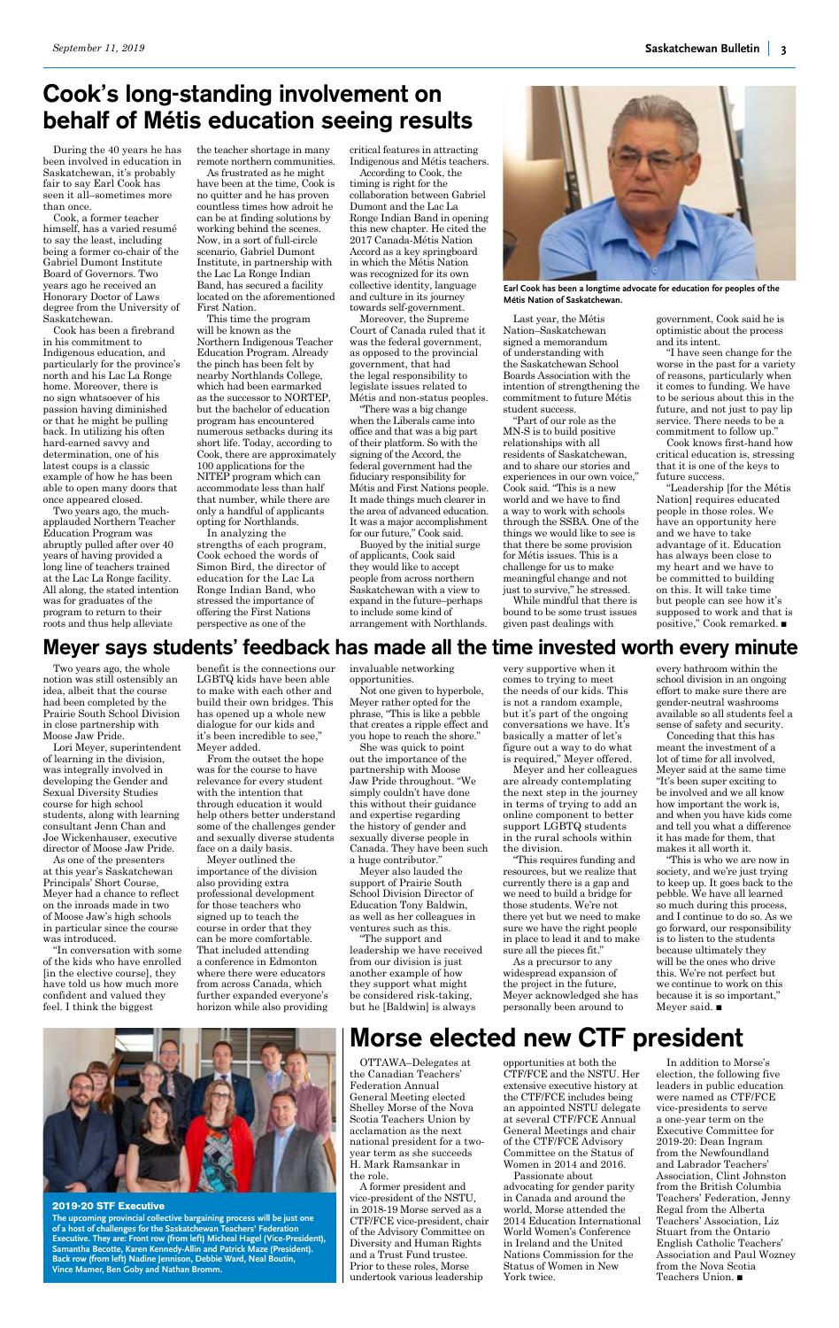# Cook's long-standing involvement on behalf of Métis education seeing results

During the 40 years he has been involved in education in Saskatchewan, it's probably fair to say Earl Cook has seen it all–sometimes more than once.

Cook, a former teacher himself, has a varied resumé to say the least, including being a former co-chair of the Gabriel Dumont Institute Board of Governors. Two years ago he received an Honorary Doctor of Laws degree from the University of Saskatchewan.

Cook has been a firebrand in his commitment to Indigenous education, and particularly for the province's north and his Lac La Ronge home. Moreover, there is no sign whatsoever of his passion having diminished or that he might be pulling back. In utilizing his often hard-earned savvy and determination, one of his latest coups is a classic example of how he has been able to open many doors that once appeared closed.

Two years ago, the much-applauded Northern Teacher Education Program was abruptly pulled after over 40 years of having provided a long line of teachers trained at the Lac La Ronge facility. All along, the stated intention was for graduates of the program to return to their roots and thus help alleviate the teacher shortage in many remote northern communities.

As frustrated as he might have been at the time, Cook is no quitter and he has proven countless times how adroit he can be at finding solutions by working behind the scenes. Now, in a sort of full-circle scenario, Gabriel Dumont Institute, in partnership with the Lac La Ronge Indian Band, has secured a facility located on the aforementioned First Nation.

This time the program will be known as the Northern Indigenous Teacher Education Program. Already the pinch has been felt by nearby Northlands College, which had been earmarked as the successor to NORTEP, but the bachelor of education program has encountered numerous setbacks during its short life. Today, according to Cook, there are approximately 100 applications for the NITEP program which can accommodate less than half that number, while there are only a handful of applicants opting for Northlands.

In analyzing the strengths of each program, Cook echoed the words of Simon Bird, the director of education for the Lac La Ronge Indian Band, who stressed the importance of offering the First Nations perspective as one of the critical features in attracting Indigenous and Métis teachers.

According to Cook, the timing is right for the collaboration between Gabriel Dumont and the Lac La Ronge Indian Band in opening this new chapter. He cited the 2017 Canada-Métis Nation Accord as a key springboard in which the Métis Nation was recognized for its own collective identity, language and culture in its journey towards self-government.

Moreover, the Supreme Court of Canada ruled that it was the federal government, as opposed to the provincial government, that had the legal responsibility to legislate issues related to Métis and non-status peoples.

"There was a big change when the Liberals came into office and that was a big part of their platform. So with the signing of the Accord, the federal government had the fiduciary responsibility for Métis and First Nations people. It made things much clearer in the area of advanced education. It was a major accomplishment for our future," Cook said.

Buoyed by the initial surge of applicants, Cook said they would like to accept people from across northern Saskatchewan with a view to expand in the future–perhaps to include some kind of arrangement with Northlands.

Earl Cook has been a longtime advocate for education for peoples of the Métis Nation of Saskatchewan.

Last year, the Métis Nation–Saskatchewan signed a memorandum of understanding with the Saskatchewan School Boards Association with the intention of strengthening the commitment to future Métis student success.

"Part of our role as the MN-S is to build positive relationships with all residents of Saskatchewan, and to share our stories and experiences in our own voice," Cook said. "This is a new world and we have to find a way to work with schools through the SSBA. One of the things we would like to see is that there be some provision for Métis issues. This is a challenge for us to make meaningful change and not just to survive," he stressed.

While mindful that there is bound to be some trust issues given past dealings with government, Cook said he is optimistic about the process and its intent.

"I have seen change for the worse in the past for a variety of reasons, particularly when it comes to funding. We have to be serious about this in the future, and not just to pay lip service. There needs to be a commitment to follow up."

Cook knows first-hand how critical education is, stressing that it is one of the keys to future success.

"Leadership [for the Métis Nation] requires educated people in those roles. We have an opportunity here and we have to take advantage of it. Education has always been close to my heart and we have to be committed to building on this. It will take time but people can see how it's supposed to work and that is positive," Cook remarked. ■

# Meyer says students' feedback has made all the time invested worth every minute

Two years ago, the whole notion was still ostensibly an idea, albeit that the course had been completed by the Prairie South School Division in close partnership with Moose Jaw Pride.

Lori Meyer, superintendent of learning in the division, was integrally involved in developing the Gender and Sexual Diversity Studies course for high school students, along with learning consultant Jenn Chan and Joe Wickenhauser, executive director of Moose Jaw Pride.

As one of the presenters at this year's Saskatchewan Principals' Short Course, Meyer had a chance to reflect on the inroads made in two of Moose Jaw's high schools in particular since the course was introduced.

"In conversation with some of the kids who have enrolled [in the elective course], they have told us how much more confident and valued they feel. I think the biggest benefit is the connections our LGBTQ kids have been able to make with each other and build their own bridges. This has opened up a whole new dialogue for our kids and it's been incredible to see," Meyer added.

From the outset the hope was for the course to have relevance for every student with the intention that through education it would help others better understand some of the challenges gender and sexually diverse students face on a daily basis.

Meyer outlined the importance of the division also providing extra professional development for those teachers who signed up to teach the course in order that they can be more comfortable. That included attending a conference in Edmonton where there were educators from across Canada, which further expanded everyone's horizon while also providing invaluable networking opportunities.

Not one given to hyperbole, Meyer rather opted for the phrase, "This is like a pebble that creates a ripple effect and you hope to reach the shore."

She was quick to point out the importance of the partnership with Moose Jaw Pride throughout. "We simply couldn't have done this without their guidance and expertise regarding the history of gender and sexually diverse people in Canada. They have been such a huge contributor."

Meyer also lauded the support of Prairie South School Division Director of Education Tony Baldwin, as well as her colleagues in ventures such as this.

"The support and leadership we have received from our division is just another example of how they support what might be considered risk-taking, but he [Baldwin] is always very supportive when it comes to trying to meet the needs of our kids. This is not a random example, but it's part of the ongoing conversations we have. It's basically a matter of let's figure out a way to do what is required," Meyer offered.

Meyer and her colleagues are already contemplating the next step in the journey in terms of trying to add an online component to better support LGBTQ students in the rural schools within the division.

"This requires funding and resources, but we realize that currently there is a gap and we need to build a bridge for those students. We're not there yet but we need to make sure we have the right people in place to lead it and to make sure all the pieces fit."

As a precursor to any widespread expansion of the project in the future, Meyer acknowledged she has personally been around to every bathroom within the school division in an ongoing effort to make sure there are gender-neutral washrooms available so all students feel a sense of safety and security.

Conceding that this has meant the investment of a lot of time for all involved, Meyer said at the same time "It's been super exciting to be involved and we all know how important the work is, and when you have kids come and tell you what a difference it has made for them, that makes it all worth it.

"This is who we are now in society, and we're just trying to keep up. It goes back to the pebble. We have all learned so much during this process, and I continue to do so. As we go forward, our responsibility is to listen to the students because ultimately they will be the ones who drive this. We're not perfect but we continue to work on this because it is so important," Meyer said. ■

**2019-20 STF Executive**

**The upcoming provincial collective bargaining process will be just one of a host of challenges for the Saskatchewan Teachers' Federation Executive. They are: Front row (from left) Micheal Hagel (Vice-President), Samantha Becotte, Karen Kennedy-Allin and Patrick Maze (President). Back row (from left) Nadine Jennison, Debbie Ward, Neal Boutin, Vince Mamer, Ben Goby and Nathan Bromm.**

# Morse elected new CTF president

OTTAWA–Delegates at the Canadian Teachers' Federation Annual General Meeting elected Shelley Morse of the Nova Scotia Teachers Union by acclamation as the next national president for a two-year term as she succeeds H. Mark Ramsankar in the role.

A former president and vice-president of the NSTU, in 2018-19 Morse served as a CTF/FCE vice-president, chair of the Advisory Committee on Diversity and Human Rights and a Trust Fund trustee. Prior to these roles, Morse undertook various leadership opportunities at both the CTF/FCE and the NSTU. Her extensive executive history at the CTF/FCE includes being an appointed NSTU delegate at several CTF/FCE Annual General Meetings and chair of the CTF/FCE Advisory Committee on the Status of Women in 2014 and 2016.

Passionate about advocating for gender parity in Canada and around the world, Morse attended the 2014 Education International World Women's Conference in Ireland and the United Nations Commission for the Status of Women in New York twice.

In addition to Morse's election, the following five leaders in public education were named as CTF/FCE vice-presidents to serve a one-year term on the Executive Committee for 2019-20: Dean Ingram from the Newfoundland and Labrador Teachers' Association, Clint Johnston from the British Columbia Teachers' Federation, Jenny Regal from the Alberta Teachers' Association, Liz Stuart from the Ontario English Catholic Teachers' Association and Paul Wozney from the Nova Scotia Teachers Union. ■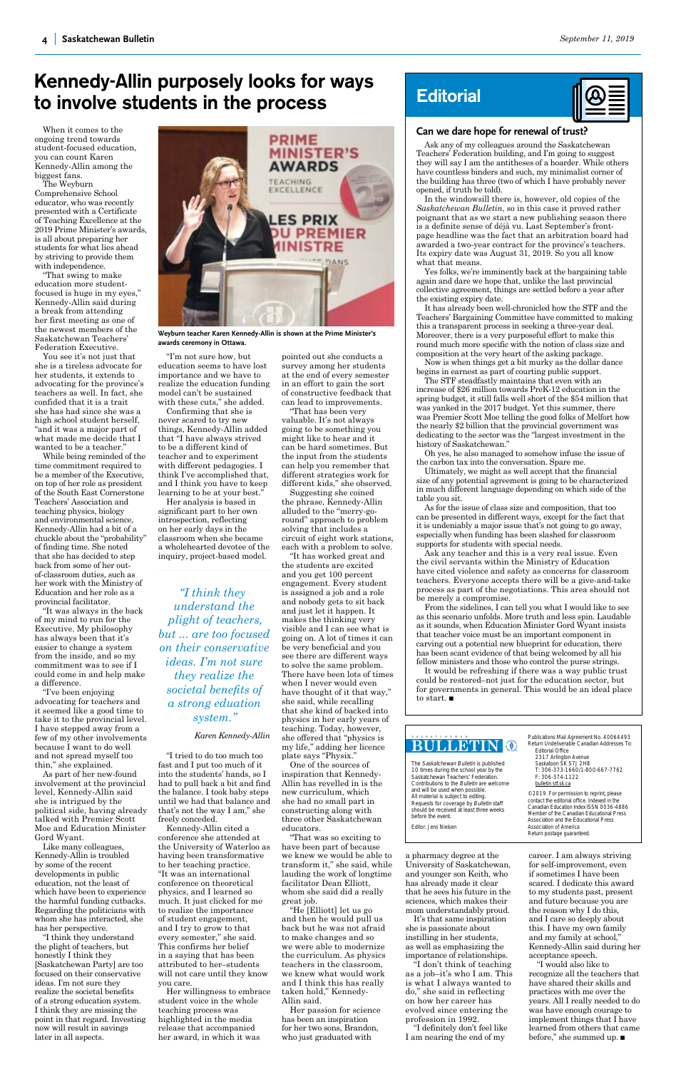# Kennedy-Allin purposely looks for ways to involve students in the process

When it comes to the ongoing trend towards student-focused education, you can count Karen Kennedy-Allin among the biggest fans.

The Weyburn Comprehensive School educator, who was recently presented with a Certificate of Teaching Excellence at the 2019 Prime Minister's awards, is all about preparing her students for what lies ahead by striving to provide them with independence.

"That swing to make education more student-focused is huge in my eyes," Kennedy-Allin said during a break from attending her first meeting as one of the newest members of the Saskatchewan Teachers' Federation Executive.

You see it's not just that she is a tireless advocate for her students, it extends to advocating for the province's teachers as well. In fact, she confided that it is a trait she has had since she was a high school student herself, "and it was a major part of what made me decide that I wanted to be a teacher."

While being reminded of the time commitment required to be a member of the Executive, on top of her role as president of the South East Cornerstone Teachers' Association and teaching physics, biology and environmental science, Kennedy-Allin had a bit of a chuckle about the "probability" of finding time. She noted that she has decided to step back from some of her out-of-classroom duties, such as her work with the Ministry of Education and her role as a provincial facilitator.

"It was always in the back of my mind to run for the Executive. My philosophy has always been that it's easier to change a system from the inside, and so my commitment was to see if I could come in and help make a difference.

"I've been enjoying advocating for teachers and it seemed like a good time to take it to the provincial level. I have stepped away from a few of my other involvements because I want to do well and not spread myself too thin," she explained.

As part of her new-found involvement at the provincial level, Kennedy-Allin said she is intrigued by the political side, having already talked with Premier Scott Moe and Education Minister Gord Wyant.

Like many colleagues, Kennedy-Allin is troubled by some of the recent developments in public education, not the least of which have been to experience the harmful funding cutbacks. Regarding the politicians with whom she has interacted, she has her perspective.

"I think they understand the plight of teachers, but honestly I think they [Saskatchewan Party] are too focused on their conservative ideas. I'm not sure they realize the societal benefits of a strong education system. I think they are missing the point in that regard. Investing now will result in savings later in all aspects.

Weyburn teacher Karen Kennedy-Allin is shown at the Prime Minister's awards ceremony in Ottawa.

"I'm not sure how, but education seems to have lost importance and we have to realize the education funding model can't be sustained with these cuts," she added.

Confirming that she is never scared to try new things, Kennedy-Allin added that "I have always strived to be a different kind of teacher and to experiment with different pedagogies. I think I've accomplished that, and I think you have to keep learning to be at your best."

Her analysis is based in significant part to her own introspection, reflecting on her early days in the classroom when she became a wholehearted devotee of the inquiry, project-based model.

> *"I think they understand the plight of teachers, but ... are too focused on their conservative ideas. I'm not sure they realize the societal benefits of a strong eduation system."*
>
> *Karen Kennedy-Allin*

"I tried to do too much too fast and I put too much of it into the students' hands, so I had to pull back a bit and find the balance. I took baby steps until we had that balance and that's not the way I am," she freely conceded.

Kennedy-Allin cited a conference she attended at the University of Waterloo as having been transformative to her teaching practice. "It was an international conference on theoretical physics, and I learned so much. It just clicked for me to realize the importance of student engagement, and I try to grow to that every semester," she said. This confirms her belief in a saying that has been attributed to her–students will not care until they know you care.

Her willingness to embrace student voice in the whole teaching process was highlighted in the media release that accompanied her award, in which it was pointed out she conducts a survey among her students at the end of every semester in an effort to gain the sort of constructive feedback that can lead to improvements.

"That has been very valuable. It's not always going to be something you might like to hear and it can be hard sometimes. But the input from the students can help you remember that different strategies work for different kids," she observed.

Suggesting she coined the phrase, Kennedy-Allin alluded to the "merry-go-round" approach to problem solving that includes a circuit of eight work stations, each with a problem to solve.

"It has worked great and the students are excited and you get 100 percent engagement. Every student is assigned a job and a role and nobody gets to sit back and just let it happen. It makes the thinking very visible and I can see what is going on. A lot of times it can be very beneficial and you see there are different ways to solve the same problem. There have been lots of times when I never would even have thought of it that way," she said, while recalling that she kind of backed into physics in her early years of teaching. Today, however, she offered that "physics is my life," adding her licence plate says "Physix."

One of the sources of inspiration that Kennedy-Allin has revelled in is the new curriculum, which she had no small part in constructing along with three other Saskatchewan educators.

"That was so exciting to have been part of because we knew we would be able to transform it," she said, while lauding the work of longtime facilitator Dean Elliott, whom she said did a really great job.

"He [Elliott] let us go and then he would pull us back but he was not afraid to make changes and so we were able to modernize the curriculum. As physics teachers in the classroom, we knew what would work and I think this has really taken hold," Kennedy-Allin said.

Her passion for science has been an inspiration for her two sons, Brandon, who just graduated with a pharmacy degree at the University of Saskatchewan, and younger son Keith, who has already made it clear that he sees his future in the sciences, which makes their mom understandably proud.

It's that same inspiration she is passionate about instilling in her students, as well as emphasizing the importance of relationships.

"I don't think of teaching as a job–it's who I am. This is what I always wanted to do," she said in reflecting on how her career has evolved since entering the profession in 1992.

"I definitely don't feel like I am nearing the end of my career. I am always striving for self-improvement, even if sometimes I have been scared. I dedicate this award to my students past, present and future because you are the reason why I do this, and I care so deeply about this. I have my own family and my family at school," Kennedy-Allin said during her acceptance speech.

"I would also like to recognize all the teachers that have shared their skills and practices with me over the years. All I really needed to do was have enough courage to implement things that I have learned from others that came before," she summed up. ■

# Editorial

## Can we dare hope for renewal of trust?

Ask any of my colleagues around the Saskatchewan Teachers' Federation building, and I'm going to suggest they will say I am the antitheses of a hoarder. While others have countless binders and such, my minimalist corner of the building has three (two of which I have probably never opened, if truth be told).

In the windowsill there is, however, old copies of the *Saskatchewan Bulletin*, so in this case it proved rather poignant that as we start a new publishing season there is a definite sense of déjà vu. Last September's front-page headline was the fact that an arbitration board had awarded a two-year contract for the province's teachers. Its expiry date was August 31, 2019. So you all know what that means.

Yes folks, we're imminently back at the bargaining table again and dare we hope that, unlike the last provincial collective agreement, things are settled before a year after the existing expiry date.

It has already been well-chronicled how the STF and the Teachers' Bargaining Committee have committed to making this a transparent process in seeking a three-year deal. Moreover, there is a very purposeful effort to make this round much more specific with the notion of class size and composition at the very heart of the asking package.

Now is when things get a bit murky as the dollar dance begins in earnest as part of courting public support.

The STF steadfastly maintains that even with an increase of $26 million towards PreK-12 education in the spring budget, it still falls well short of the $54 million that was yanked in the 2017 budget. Yet this summer, there was Premier Scott Moe telling the good folks of Melfort how the nearly $2 billion that the provincial government was dedicating to the sector was the "largest investment in the history of Saskatchewan."

Oh yes, he also managed to somehow infuse the issue of the carbon tax into the conversation. Spare me.

Ultimately, we might as well accept that the financial size of any potential agreement is going to be characterized in much different language depending on which side of the table you sit.

As for the issue of class size and composition, that too can be presented in different ways, except for the fact that it is undeniably a major issue that's not going to go away, especially when funding has been slashed for classroom supports for students with special needs.

Ask any teacher and this is a very real issue. Even the civil servants within the Ministry of Education have cited violence and safety as concerns for classroom teachers. Everyone accepts there will be a give-and-take process as part of the negotiations. This area should not be merely a compromise.

From the sidelines, I can tell you what I would like to see as this scenario unfolds. More truth and less spin. Laudable as it sounds, when Education Minister Gord Wyant insists that teacher voice must be an important component in carving out a potential new blueprint for education, there has been scant evidence of that being welcomed by all his fellow ministers and those who control the purse strings.

It would be refreshing if there was a way public trust could be restored–not just for the education sector, but for governments in general. This would be an ideal place to start. ■

---

**SASKATCHEWAN BULLETIN**

The *Saskatchewan Bulletin* is published 10 times during the school year by the Saskatchewan Teachers' Federation. Contributions to the *Bulletin* are welcome and will be used when possible. All material is subject to editing. Requests for coverage by *Bulletin* staff should be received at least three weeks before the event.

Editor: Jens Nielsen

Publications Mail Agreement No: 40064493
Return Undeliverable Canadian Addresses To:
Editorial Office
2317 Arlington Avenue
Saskatoon SK S7J 2H8
T: 306-373-1660/1-800-667-7762
F: 306-374-1122
bulletin@stf.sk.ca

©2019. For permission to reprint, please contact the editorial office. Indexed in the Canadian Education Index ISSN 0036-4886
Member of the Canadian Educational Press Association and the Educational Press Association of America
Return postage guaranteed.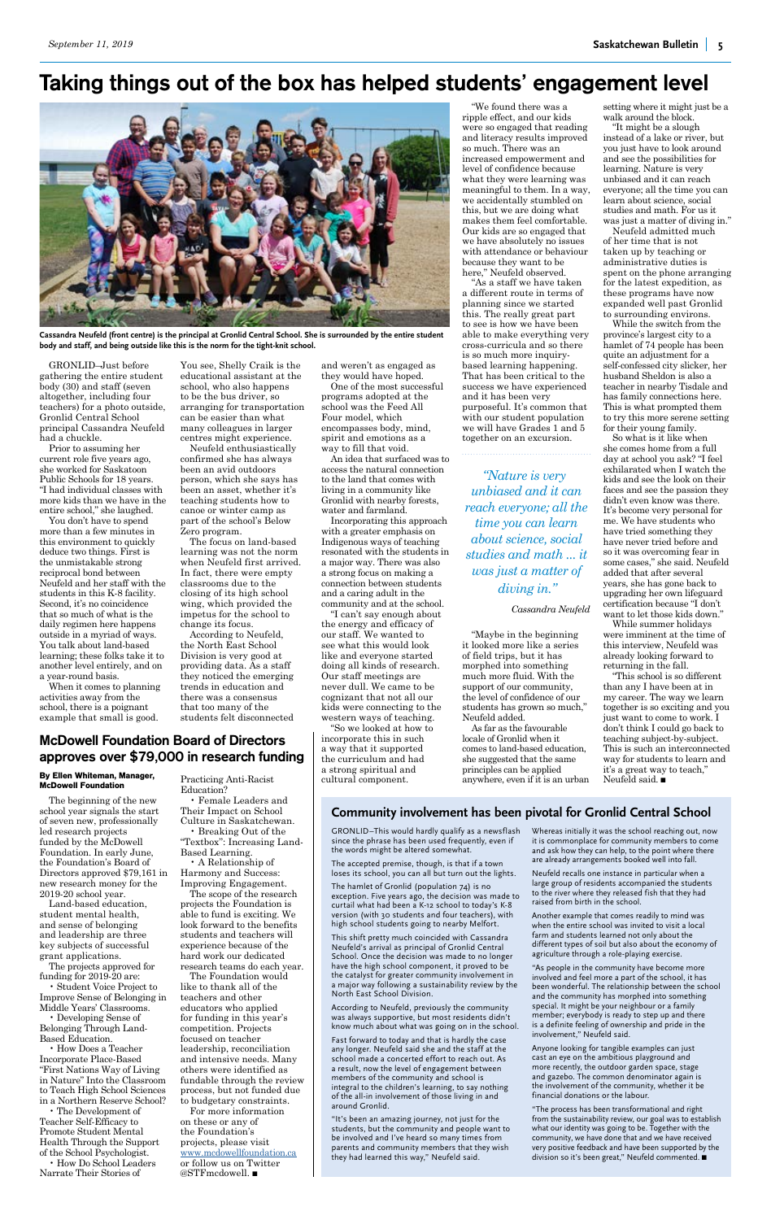# Taking things out of the box has helped students' engagement level

Cassandra Neufeld (front centre) is the principal at Gronlid Central School. She is surrounded by the entire student body and staff, and being outside like this is the norm for the tight-knit school.

GRONLID–Just before gathering the entire student body (30) and staff (seven altogether, including four teachers) for a photo outside, Gronlid Central School principal Cassandra Neufeld had a chuckle.

Prior to assuming her current role five years ago, she worked for Saskatoon Public Schools for 18 years. "I had individual classes with more kids than we have in the entire school," she laughed.

You don't have to spend more than a few minutes in this environment to quickly deduce two things. First is the unmistakable strong reciprocal bond between Neufeld and her staff with the students in this K-8 facility. Second, it's no coincidence that so much of what is the daily regimen here happens outside in a myriad of ways. You talk about land-based learning; these folks take it to another level entirely, and on a year-round basis.

When it comes to planning activities away from the school, there is a poignant example that small is good. You see, Shelly Craik is the educational assistant at the school, who also happens to be the bus driver, so arranging for transportation can be easier than what many colleagues in larger centres might experience.

Neufeld enthusiastically confirmed she has always been an avid outdoors person, which she says has been an asset, whether it's teaching students how to canoe or winter camp as part of the school's Below Zero program.

The focus on land-based learning was not the norm when Neufeld first arrived. In fact, there were empty classrooms due to the closing of its high school wing, which provided the impetus for the school to change its focus.

According to Neufeld, the North East School Division is very good at providing data. As a staff they noticed the emerging trends in education and there was a consensus that too many of the students felt disconnected and weren't as engaged as they would have hoped.

One of the most successful programs adopted at the school was the Feed All Four model, which encompasses body, mind, spirit and emotions as a way to fill that void.

An idea that surfaced was to access the natural connection to the land that comes with living in a community like Gronlid with nearby forests, water and farmland.

Incorporating this approach with a greater emphasis on Indigenous ways of teaching resonated with the students in a major way. There was also a strong focus on making a connection between students and a caring adult in the community and at the school.

"I can't say enough about the energy and efficacy of our staff. We wanted to see what this would look like and everyone started doing all kinds of research. Our staff meetings are never dull. We came to be cognizant that not all our kids were connecting to the western ways of teaching.

"So we looked at how to incorporate this in such a way that it supported the curriculum and had a strong spiritual and cultural component.

"We found there was a ripple effect, and our kids were so engaged that reading and literacy results improved so much. There was an increased empowerment and level of confidence because what they were learning was meaningful to them. In a way, we accidentally stumbled on this, but we are doing what makes them feel comfortable. Our kids are so engaged that we have absolutely no issues with attendance or behaviour because they want to be here," Neufeld observed.

"As a staff we have taken a different route in terms of planning since we started this. The really great part to see is how we have been able to make everything very cross-curricula and so there is so much more inquiry-based learning happening. That has been critical to the success we have experienced and it has been very purposeful. It's common that with our student population we will have Grades 1 and 5 together on an excursion.

> *"Nature is very unbiased and it can reach everyone; all the time you can learn about science, social studies and math ... it was just a matter of diving in."*
>
> Cassandra Neufeld

"Maybe in the beginning it looked more like a series of field trips, but it has morphed into something much more fluid. With the support of our community, the level of confidence of our students has grown so much," Neufeld added.

As far as the favourable locale of Gronlid when it comes to land-based education, she suggested that the same principles can be applied anywhere, even if it is an urban setting where it might just be a walk around the block.

"It might be a slough instead of a lake or river, but you just have to look around and see the possibilities for learning. Nature is very unbiased and it can reach everyone; all the time you can learn about science, social studies and math. For us it was just a matter of diving in."

Neufeld admitted much of her time that is not taken up by teaching or administrative duties is spent on the phone arranging for the latest expedition, as these programs have now expanded well past Gronlid to surrounding environs.

While the switch from the province's largest city to a hamlet of 74 people has been quite an adjustment for a self-confessed city slicker, her husband Sheldon is also a teacher in nearby Tisdale and has family connections here. This is what prompted them to try this more serene setting for their young family.

So what is it like when she comes home from a full day at school you ask? "I feel exhilarated when I watch the kids and see the look on their faces and see the passion they didn't even know was there. It's become very personal for me. We have students who have tried something they have never tried before and so it was overcoming fear in some cases," she said. Neufeld added that after several years, she has gone back to upgrading her own lifeguard certification because "I don't want to let those kids down."

While summer holidays were imminent at the time of this interview, Neufeld was already looking forward to returning in the fall.

"This school is so different than any I have been at in my career. The way we learn together is so exciting and you just want to come to work. I don't think I could go back to teaching subject-by-subject. This is such an interconnected way for students to learn and it's a great way to teach," Neufeld said. ■

## McDowell Foundation Board of Directors approves over $79,000 in research funding

**By Ellen Whiteman, Manager, McDowell Foundation**

The beginning of the new school year signals the start of seven new, professionally led research projects funded by the McDowell Foundation. In early June, the Foundation's Board of Directors approved $79,161 in new research money for the 2019-20 school year.

Land-based education, student mental health, and sense of belonging and leadership are three key subjects of successful grant applications.

The projects approved for funding for 2019-20 are:

- Student Voice Project to Improve Sense of Belonging in Middle Years' Classrooms.
- Developing Sense of Belonging Through Land-Based Education.
- How Does a Teacher Incorporate Place-Based "First Nations Way of Living in Nature" Into the Classroom to Teach High School Sciences in a Northern Reserve School?
- The Development of Teacher Self-Efficacy to Promote Student Mental Health Through the Support of the School Psychologist.
- How Do School Leaders Narrate Their Stories of Practicing Anti-Racist Education?
- Female Leaders and Their Impact on School Culture in Saskatchewan.
- Breaking Out of the "Textbox": Increasing Land-Based Learning.
- A Relationship of Harmony and Success: Improving Engagement.

The scope of the research projects the Foundation is able to fund is exciting. We look forward to the benefits students and teachers will experience because of the hard work our dedicated research teams do each year.

The Foundation would like to thank all of the teachers and other educators who applied for funding in this year's competition. Projects focused on teacher leadership, reconciliation and intensive needs. Many others were identified as fundable through the review process, but not funded due to budgetary constraints.

For more information on these or any of the Foundation's projects, please visit www.mcdowellfoundation.ca or follow us on Twitter @STFmcdowell. ■

## Community involvement has been pivotal for Gronlid Central School

GRONLID–This would hardly qualify as a newsflash since the phrase has been used frequently, even if the words might be altered somewhat.

The accepted premise, though, is that if a town loses its school, you can all but turn out the lights.

The hamlet of Gronlid (population 74) is no exception. Five years ago, the decision was made to curtail what had been a K-12 school to today's K-8 version (with 30 students and four teachers), with high school students going to nearby Melfort.

This shift pretty much coincided with Cassandra Neufeld's arrival as principal of Gronlid Central School. Once the decision was made to no longer have the high school component, it proved to be the catalyst for greater community involvement in a major way following a sustainability review by the North East School Division.

According to Neufeld, previously the community was always supportive, but most residents didn't know much about what was going on in the school.

Fast forward to today and that is hardly the case any longer. Neufeld said she and the staff at the school made a concerted effort to reach out. As a result, now the level of engagement between members of the community and school is integral to the children's learning, to say nothing of the all-in involvement of those living in and around Gronlid.

"It's been an amazing journey, not just for the students, but the community and people want to be involved and I've heard so many times from parents and community members that they wish they had learned this way," Neufeld said.

Whereas initially it was the school reaching out, now it is commonplace for community members to come and ask how they can help, to the point where there are already arrangements booked well into fall.

Neufeld recalls one instance in particular when a large group of residents accompanied the students to the river where they released fish that they had raised from birth in the school.

Another example that comes readily to mind was when the entire school was invited to visit a local farm and students learned not only about the different types of soil but also about the economy of agriculture through a role-playing exercise.

"As people in the community have become more involved and feel more a part of the school, it has been wonderful. The relationship between the school and the community has morphed into something special. It might be your neighbour or a family member; everybody is ready to step up and there is a definite feeling of ownership and pride in the involvement," Neufeld said.

Anyone looking for tangible examples can just cast an eye on the ambitious playground and more recently, the outdoor garden space, stage and gazebo. The common denominator again is the involvement of the community, whether it be financial donations or the labour.

"The process has been transformational and right from the sustainability review, our goal was to establish what our identity was going to be. Together with the community, we have done that and we have received very positive feedback and have been supported by the division so it's been great," Neufeld commented. ■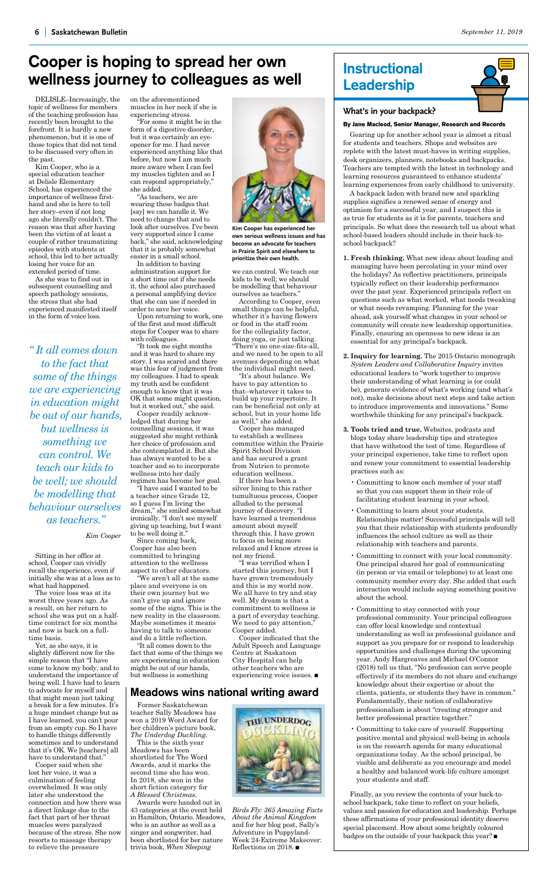# Cooper is hoping to spread her own wellness journey to colleagues as well

DELISLE–Increasingly, the topic of wellness for members of the teaching profession has recently been brought to the forefront. It is hardly a new phenomenon, but it is one of those topics that did not tend to be discussed very often in the past.

Kim Cooper, who is a special education teacher at Delisle Elementary School, has experienced the importance of wellness first-hand and she is here to tell her story–even if not long ago she literally couldn't. The reason was that after having been the victim of at least a couple of rather traumatizing episodes with students at school, this led to her actually losing her voice for an extended period of time.

As she was to find out in subsequent counselling and speech pathology sessions, the stress that she had experienced manifested itself in the form of voice loss.

> *"It all comes down to the fact that some of the things we are experiencing in education might be out of our hands, but wellness is something we can control. We teach our kids to be well; we should be modelling that behaviour ourselves as teachers."*
>
> *Kim Cooper*

Sitting in her office at school, Cooper can vividly recall the experience, even if initially she was at a loss as to what had happened.

The voice loss was at its worst three years ago. As a result, on her return to school she was put on a half-time contract for six months and now is back on a full-time basis.

Yet, as she says, it is slightly different now for the simple reason that "I have come to know my body, and to understand the importance of being well. I have had to learn to advocate for myself and that might mean just taking a break for a few minutes. It's a huge mindset change but as I have learned, you can't pour from an empty cup. So I have to handle things differently sometimes and to understand that it's OK. We [teachers] all have to understand that."

Cooper said when she lost her voice, it was a culmination of feeling overwhelmed. It was only later she understood the connection and how there was a direct linkage due to the fact that part of her throat muscles were paralyzed because of the stress. She now resorts to massage therapy to relieve the pressure on the aforementioned muscles in her neck if she is experiencing stress.

"For some it might be in the form of a digestive disorder, but it was certainly an eye-opener for me. I had never experienced anything like that before, but now I am much more aware when I can feel my muscles tighten and so I can respond appropriately," she added.

"As teachers, we are wearing these badges that [say] we can handle it. We need to change that and to look after ourselves. I've been very supported since I came back," she said, acknowledging that it is probably somewhat easier in a small school.

In addition to having administration support for a short time out if she needs it, the school also purchased a personal amplifying device that she can use if needed in order to save her voice.

Upon returning to work, one of the first and most difficult steps for Cooper was to share with colleagues.

"It took me eight months and it was hard to share my story. I was scared and there was this fear of judgment from my colleagues. I had to speak my truth and be confident enough to know that it was OK that some might question, but it worked out," she said.

Cooper readily acknowledged that during her counselling sessions, it was suggested she might rethink her choice of profession and she contemplated it. But she has always wanted to be a teacher and so to incorporate wellness into her daily regimen has become her goal.

"I have said I wanted to be a teacher since Grade 12, so I guess I'm living the dream," she smiled somewhat ironically. "I don't see myself giving up teaching, but I want to be well doing it."

Since coming back, Cooper has also been committed to bringing attention to the wellness aspect to other educators.

"We aren't all at the same place and everyone is on their own journey but we can't give up and ignore some of the signs. This is the new reality in the classroom. Maybe sometimes it means having to talk to someone and do a little reflection.

"It all comes down to the fact that some of the things we are experiencing in education might be out of our hands, but wellness is something we can control. We teach our kids to be well; we should be modelling that behaviour ourselves as teachers."

According to Cooper, even small things can be helpful, whether it's having flowers or food in the staff room for the collegiality factor, doing yoga, or just talking. "There's no one-size-fits-all, and we need to be open to all avenues depending on what the individual might need.

"It's about balance. We have to pay attention to that–whatever it takes to build up your repertoire. It can be beneficial not only at school, but in your home life as well," she added.

Cooper has managed to establish a wellness committee within the Prairie Spirit School Division and has secured a grant from Nutrien to promote education wellness.

If there has been a silver lining to this rather tumultuous process, Cooper alluded to the personal journey of discovery. "I have learned a tremendous amount about myself through this. I have grown to focus on being more relaxed and I know stress is not my friend.

"I was terrified when I started this journey, but I have grown tremendously and this is my world now. We all have to try and stay well. My dream is that a commitment to wellness is a part of everyday teaching. We need to pay attention," Cooper added.

Cooper indicated that the Adult Speech and Language Centre at Saskatoon City Hospital can help other teachers who are experiencing voice issues. ■

**Kim Cooper has experienced her own serious wellness issues and has become an advocate for teachers in Prairie Spirit and elsewhere to prioritize their own health.**

## Meadows wins national writing award

Former Saskatchewan teacher Sally Meadows has won a 2019 Word Award for her children's picture book, *The Underdog Duckling*.

This is the sixth year Meadows has been shortlisted for The Word Awards, and it marks the second time she has won. In 2018, she won in the short fiction category for *A Blessed Christmas*.

Awards were handed out in 43 categories at the event held in Hamilton, Ontario. Meadows, who is an author as well as a singer and songwriter, had been shortlisted for her nature trivia book, *When Sleeping Birds Fly: 365 Amazing Facts About the Animal Kingdom* and for her blog post, Sally's Adventure in Puppyland-Week 24-Extreme Makeover: Reflections on 2018. ■

# Instructional Leadership

## What's in your backpack?

**By Jane Macleod, Senior Manager, Research and Records**

Gearing up for another school year is almost a ritual for students and teachers. Shops and websites are replete with the latest must-haves in writing supplies, desk organizers, planners, notebooks and backpacks. Teachers are tempted with the latest in technology and learning resources guaranteed to enhance students' learning experiences from early childhood to university.

A backpack laden with brand new and sparkling supplies signifies a renewed sense of energy and optimism for a successful year, and I suspect this is as true for students as it is for parents, teachers and principals. So what does the research tell us about what school-based leaders should include in their back-to-school backpack?

1. **Fresh thinking.** What new ideas about leading and managing have been percolating in your mind over the holidays? As reflective practitioners, principals typically reflect on their leadership performance over the past year. Experienced principals reflect on questions such as what worked, what needs tweaking and what needs revamping. Planning for the year ahead, ask yourself what changes in your school or community will create new leadership opportunities. Finally, ensuring an openness to new ideas is an essential for any principal's backpack.

2. **Inquiry for learning.** The 2015 Ontario monograph *System Leaders and Collaborative Inquiry* invites educational leaders to "work together to improve their understanding of what learning is (or could be), generate evidence of what's working (and what's not), make decisions about next steps and take action to introduce improvements and innovations." Some worthwhile thinking for any principal's backpack.

3. **Tools tried and true.** Websites, podcasts and blogs today share leadership tips and strategies that have withstood the test of time. Regardless of your principal experience, take time to reflect upon and renew your commitment to essential leadership practices such as:

   - Committing to know each member of your staff so that you can support them in their role of facilitating student learning in your school.
   - Committing to learn about your students. Relationships matter! Successful principals will tell you that their relationship with students profoundly influences the school culture as well as their relationship with teachers and parents.
   - Committing to connect with your local community. One principal shared her goal of communicating (in person or via email or telephone) to at least one community member every day. She added that each interaction would include saying something positive about the school.
   - Committing to stay connected with your professional community. Your principal colleagues can offer local knowledge and contextual understanding as well as professional guidance and support as you prepare for or respond to leadership opportunities and challenges during the upcoming year. Andy Hargreaves and Michael O'Connor (2018) tell us that, "No profession can serve people effectively if its members do not share and exchange knowledge about their expertise or about the clients, patients, or students they have in common." Fundamentally, their notion of collaborative professionalism is about "creating stronger and better professional practice together."
   - Committing to take care of yourself. Supporting positive mental and physical well-being in schools is on the research agenda for many educational organizations today. As the school principal, be visible and deliberate as you encourage and model a healthy and balanced work-life culture amongst your students and staff.

Finally, as you review the contents of your back-to-school backpack, take time to reflect on your beliefs, values and passion for education and leadership. Perhaps these affirmations of your professional identity deserve special placement. How about some brightly coloured badges on the outside of your backpack this year? ■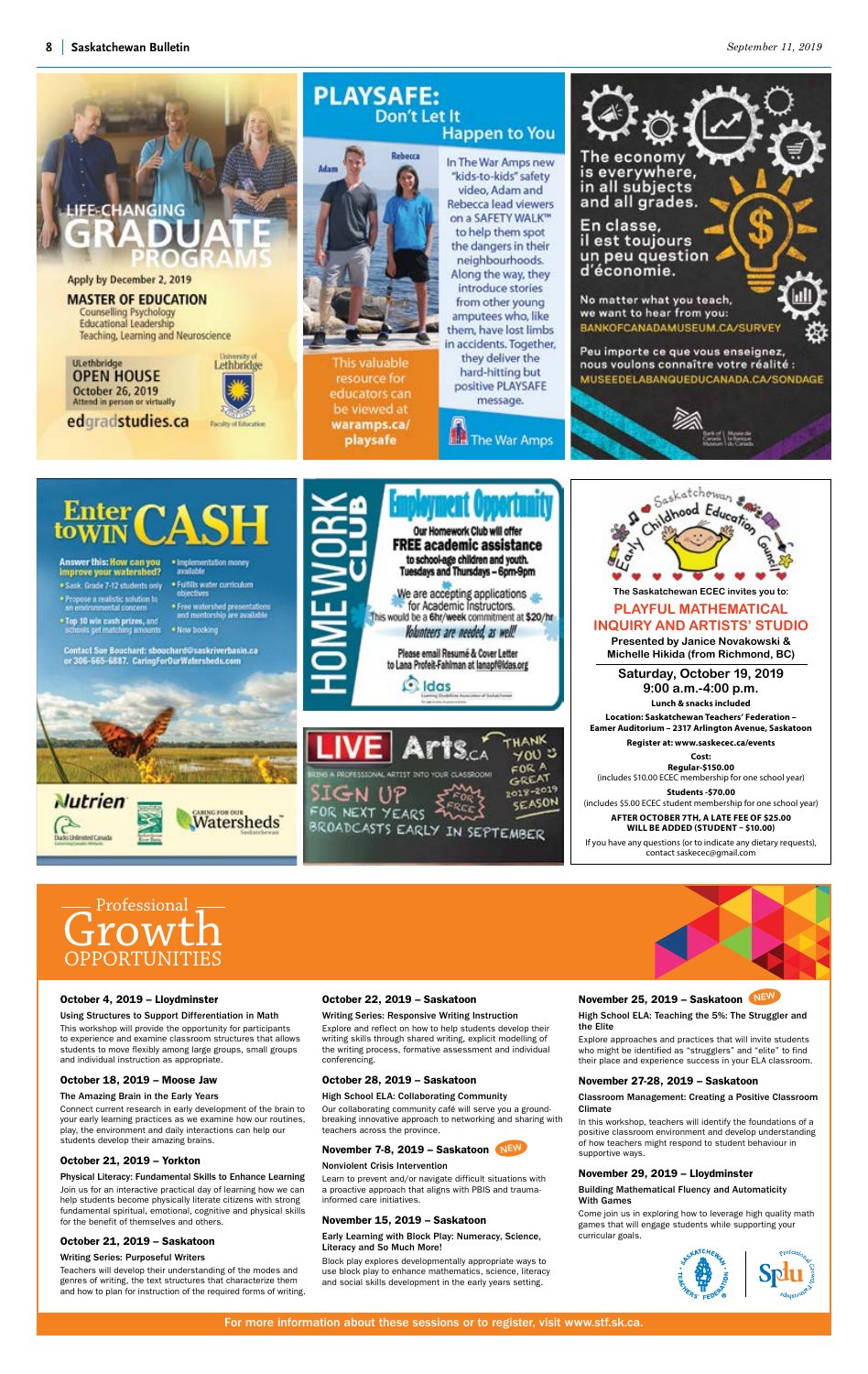LIFE-CHANGING GRADUATE PROGRAMS

Apply by December 2, 2019

**MASTER OF EDUCATION**

Counselling Psychology
Educational Leadership
Teaching, Learning and Neuroscience

ULethbridge
**OPEN HOUSE**
October 26, 2019
Attend in person or virtually

University of Lethbridge
Faculty of Education

edgradstudies.ca

# PLAYSAFE: Don't Let It Happen to You

Adam   Rebecca

In The War Amps new "kids-to-kids" safety video, Adam and Rebecca lead viewers on a SAFETY WALK™ to help them spot the dangers in their neighbourhoods. Along the way, they introduce stories from other young amputees who, like them, have lost limbs in accidents. Together, they deliver the hard-hitting but positive PLAYSAFE message.

This valuable resource for educators can be viewed at **waramps.ca/playsafe**

The War Amps

The economy is everywhere, in all subjects and all grades.

En classe, il est toujours un peu question d'économie.

No matter what you teach, we want to hear from you:
BANKOFCANADAMUSEUM.CA/SURVEY

Peu importe ce que vous enseignez, nous voulons connaître votre réalité :
MUSEEDELABANQUEDUCANADA.CA/SONDAGE

Bank of Canada Museum | Musée de la Banque du Canada

# Enter to WIN CASH

**Answer this: How can you improve your watershed?**

- Sask. Grade 7-12 students only
- Propose a realistic solution to an environmental concern
- Top 10 win cash prizes, and schools get matching amounts
- Implementation money available
- Fulfills water curriculum objectives
- Free watershed presentations and mentorship are available
- Now booking

Contact Sue Bouchard: sbouchard@saskriverbasin.ca or 306-665-6887. CaringForOurWatersheds.com

Nutrien · Ducks Unlimited Canada · Saskatchewan River Basin · Caring for our Watersheds Saskatchewan

# HOMEWORK CLUB

## Employment Opportunity

Our Homework Club will offer **FREE academic assistance** to school-age children and youth. Tuesdays and Thursdays – 6pm-9pm

We are accepting applications for Academic Instructors.
This would be a 6hr/week commitment at $20/hr

*Volunteers are needed, as well!*

Please email Resumé & Cover Letter to Lana Profeit-Fahlman at lanapf@ldas.org

ldas – Learning Disabilities Association of Saskatchewan

# LIVE Arts.CA

BRING A PROFESSIONAL ARTIST INTO YOUR CLASSROOM!

THANK YOU FOR A GREAT 2018–2019 SEASON

SIGN UP FOR NEXT YEARS FREE BROADCASTS EARLY IN SEPTEMBER

Saskatchewan Early Childhood Education Council

The Saskatchewan ECEC invites you to:

## PLAYFUL MATHEMATICAL INQUIRY AND ARTISTS' STUDIO

**Presented by Janice Novakowski & Michelle Hikida (from Richmond, BC)**

**Saturday, October 19, 2019**
**9:00 a.m.-4:00 p.m.**

**Lunch & snacks included**

**Location: Saskatchewan Teachers' Federation – Eamer Auditorium – 2317 Arlington Avenue, Saskatoon**

**Register at: www.saskecec.ca/events**

**Cost:**
**Regular-$150.00**
(includes $10.00 ECEC membership for one school year)

**Students -$70.00**
(includes $5.00 ECEC student membership for one school year)

**AFTER OCTOBER 7TH, A LATE FEE OF $25.00 WILL BE ADDED (STUDENT – $10.00)**

If you have any questions (or to indicate any dietary requests), contact saskecec@gmail.com

# Professional Growth OPPORTUNITIES

### October 4, 2019 – Lloydminster

**Using Structures to Support Differentiation in Math**

This workshop will provide the opportunity for participants to experience and examine classroom structures that allows students to move flexibly among large groups, small groups and individual instruction as appropriate.

### October 18, 2019 – Moose Jaw

**The Amazing Brain in the Early Years**

Connect current research in early development of the brain to your early learning practices as we examine how our routines, play, the environment and daily interactions can help our students develop their amazing brains.

### October 21, 2019 – Yorkton

**Physical Literacy: Fundamental Skills to Enhance Learning**

Join us for an interactive practical day of learning how we can help students become physically literate citizens with strong fundamental spiritual, emotional, cognitive and physical skills for the benefit of themselves and others.

### October 21, 2019 – Saskatoon

**Writing Series: Purposeful Writers**

Teachers will develop their understanding of the modes and genres of writing, the text structures that characterize them and how to plan for instruction of the required forms of writing.

### October 22, 2019 – Saskatoon

**Writing Series: Responsive Writing Instruction**

Explore and reflect on how to help students develop their writing skills through shared writing, explicit modelling of the writing process, formative assessment and individual conferencing.

### October 28, 2019 – Saskatoon

**High School ELA: Collaborating Community**

Our collaborating community café will serve you a ground-breaking innovative approach to networking and sharing with teachers across the province.

### November 7-8, 2019 – Saskatoon NEW

**Nonviolent Crisis Intervention**

Learn to prevent and/or navigate difficult situations with a proactive approach that aligns with PBIS and trauma-informed care initiatives.

### November 15, 2019 – Saskatoon

**Early Learning with Block Play: Numeracy, Science, Literacy and So Much More!**

Block play explores developmentally appropriate ways to use block play to enhance mathematics, science, literacy and social skills development in the early years setting.

### November 25, 2019 – Saskatoon NEW

**High School ELA: Teaching the 5%: The Struggler and the Elite**

Explore approaches and practices that will invite students who might be identified as "strugglers" and "elite" to find their place and experience success in your ELA classroom.

### November 27-28, 2019 – Saskatoon

**Classroom Management: Creating a Positive Classroom Climate**

In this workshop, teachers will identify the foundations of a positive classroom environment and develop understanding of how teachers might respond to student behaviour in supportive ways.

### November 29, 2019 – Lloydminster

**Building Mathematical Fluency and Automaticity With Games**

Come join us in exploring how to leverage high quality math games that will engage students while supporting your curricular goals.

Saskatchewan Teachers' Federation · Stf Professional Growth

**For more information about these sessions or to register, visit www.stf.sk.ca.**